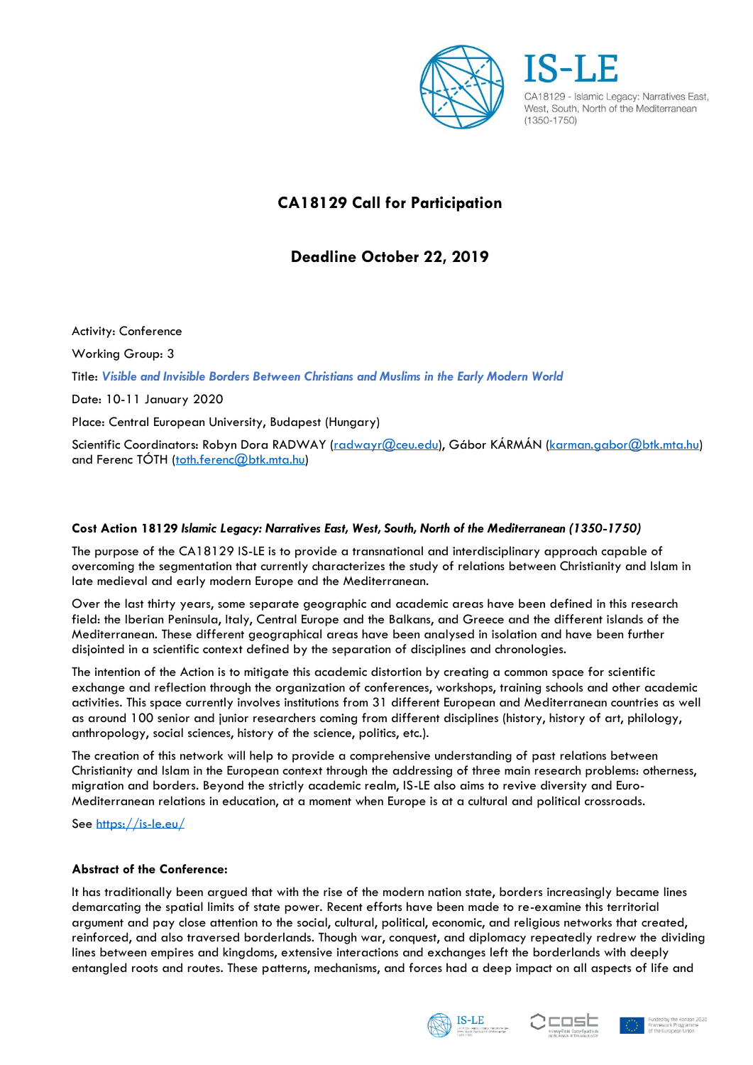IS-LE

CA18129 - Islamic Legacy: Narratives East, West, South, North of the Mediterranean (1350-1750)

# CA18129 Call for Participation

## Deadline October 22, 2019

Activity: Conference

Working Group: 3

Title: ***Visible and Invisible Borders Between Christians and Muslims in the Early Modern World***

Date: 10-11 January 2020

Place: Central European University, Budapest (Hungary)

Scientific Coordinators: Robyn Dora RADWAY (radwayr@ceu.edu), Gábor KÁRMÁN (karman.gabor@btk.mta.hu) and Ferenc TÓTH (toth.ferenc@btk.mta.hu)

### Cost Action 18129 *Islamic Legacy: Narratives East, West, South, North of the Mediterranean (1350-1750)*

The purpose of the CA18129 IS-LE is to provide a transnational and interdisciplinary approach capable of overcoming the segmentation that currently characterizes the study of relations between Christianity and Islam in late medieval and early modern Europe and the Mediterranean.

Over the last thirty years, some separate geographic and academic areas have been defined in this research field: the Iberian Peninsula, Italy, Central Europe and the Balkans, and Greece and the different islands of the Mediterranean. These different geographical areas have been analysed in isolation and have been further disjointed in a scientific context defined by the separation of disciplines and chronologies.

The intention of the Action is to mitigate this academic distortion by creating a common space for scientific exchange and reflection through the organization of conferences, workshops, training schools and other academic activities. This space currently involves institutions from 31 different European and Mediterranean countries as well as around 100 senior and junior researchers coming from different disciplines (history, history of art, philology, anthropology, social sciences, history of the science, politics, etc.).

The creation of this network will help to provide a comprehensive understanding of past relations between Christianity and Islam in the European context through the addressing of three main research problems: otherness, migration and borders. Beyond the strictly academic realm, IS-LE also aims to revive diversity and Euro-Mediterranean relations in education, at a moment when Europe is at a cultural and political crossroads.

See https://is-le.eu/

### Abstract of the Conference:

It has traditionally been argued that with the rise of the modern nation state, borders increasingly became lines demarcating the spatial limits of state power. Recent efforts have been made to re-examine this territorial argument and pay close attention to the social, cultural, political, economic, and religious networks that created, reinforced, and also traversed borderlands. Though war, conquest, and diplomacy repeatedly redrew the dividing lines between empires and kingdoms, extensive interactions and exchanges left the borderlands with deeply entangled roots and routes. These patterns, mechanisms, and forces had a deep impact on all aspects of life and

Funded by the Horizon 2020 Framework Programme of the European Union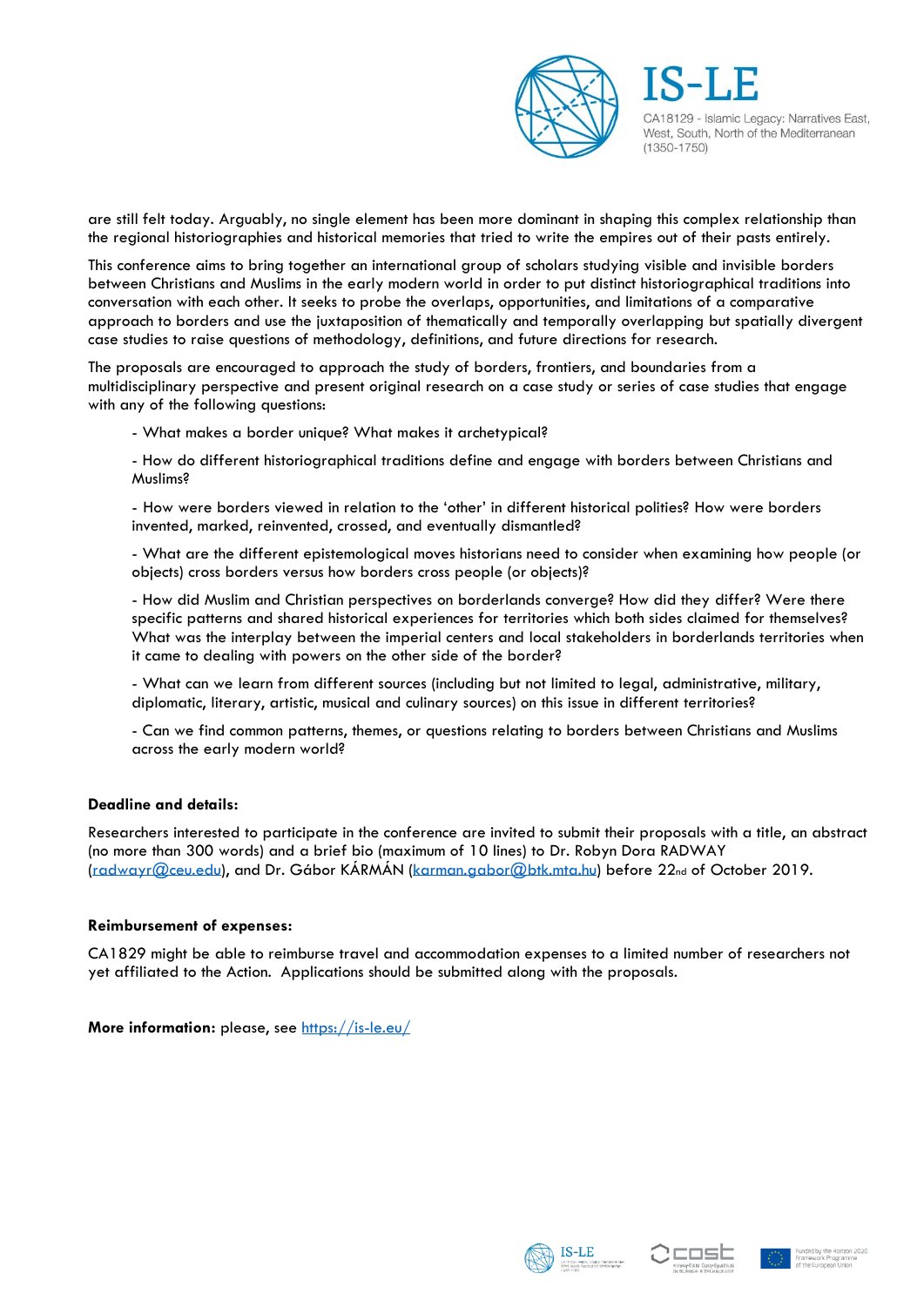are still felt today. Arguably, no single element has been more dominant in shaping this complex relationship than the regional historiographies and historical memories that tried to write the empires out of their pasts entirely.

This conference aims to bring together an international group of scholars studying visible and invisible borders between Christians and Muslims in the early modern world in order to put distinct historiographical traditions into conversation with each other. It seeks to probe the overlaps, opportunities, and limitations of a comparative approach to borders and use the juxtaposition of thematically and temporally overlapping but spatially divergent case studies to raise questions of methodology, definitions, and future directions for research.

The proposals are encouraged to approach the study of borders, frontiers, and boundaries from a multidisciplinary perspective and present original research on a case study or series of case studies that engage with any of the following questions:

- What makes a border unique? What makes it archetypical?
- How do different historiographical traditions define and engage with borders between Christians and Muslims?
- How were borders viewed in relation to the 'other' in different historical polities? How were borders invented, marked, reinvented, crossed, and eventually dismantled?
- What are the different epistemological moves historians need to consider when examining how people (or objects) cross borders versus how borders cross people (or objects)?
- How did Muslim and Christian perspectives on borderlands converge? How did they differ? Were there specific patterns and shared historical experiences for territories which both sides claimed for themselves? What was the interplay between the imperial centers and local stakeholders in borderlands territories when it came to dealing with powers on the other side of the border?
- What can we learn from different sources (including but not limited to legal, administrative, military, diplomatic, literary, artistic, musical and culinary sources) on this issue in different territories?
- Can we find common patterns, themes, or questions relating to borders between Christians and Muslims across the early modern world?

**Deadline and details:**

Researchers interested to participate in the conference are invited to submit their proposals with a title, an abstract (no more than 300 words) and a brief bio (maximum of 10 lines) to Dr. Robyn Dora RADWAY (radwayr@ceu.edu), and Dr. Gábor KÁRMÁN (karman.gabor@btk.mta.hu) before 22nd of October 2019.

**Reimbursement of expenses:**

CA1829 might be able to reimburse travel and accommodation expenses to a limited number of researchers not yet affiliated to the Action. Applications should be submitted along with the proposals.

**More information:** please, see https://is-le.eu/